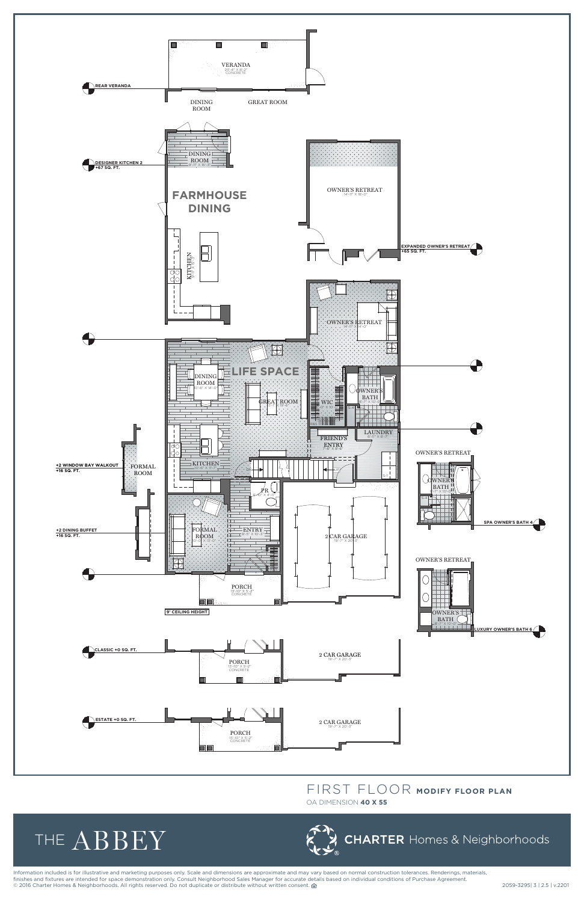VERANDA
23'-4" X 8'-2"
CONCRETE

REAR VERANDA

DINING ROOM

GREAT ROOM

DINING ROOM
9'-11" X 16'-3"

DESIGNER KITCHEN 2
+67 SQ. FT.

FARMHOUSE DINING

KITCHEN

OWNER'S RETREAT
14'-11" X 18'-0"

EXPANDED OWNER'S RETREAT
+65 SQ. FT.

OWNER'S RETREAT
14'-11" X 14'-0"

LIFE SPACE

DINING ROOM
10'-6" X 14'-0"

GREAT ROOM

WIC

OWNER'S BATH

FRIEND'S ENTRY
7'-6" X 8'-6"

LAUNDRY

+2 WINDOW BAY WALKOUT
+16 SQ. FT.

FORMAL ROOM

KITCHEN

OWNER'S RETREAT

OWNER'S BATH

SPA OWNER'S BATH 4

PR

FORMAL ROOM

ENTRY

+2 DINING BUFFET
+16 SQ. FT.

2 CAR GARAGE
19'-7" X 20'-3"

PORCH
13'-10" X 5'-2"
CONCRETE

OWNER'S RETREAT

OWNER'S BATH

LUXURY OWNER'S BATH 6

9' CEILING HEIGHT

CLASSIC +0 SQ. FT.

PORCH
13'-10" X 5'-2"
CONCRETE

2 CAR GARAGE
19'-7" X 20'-3"

ESTATE +0 SQ. FT.

PORCH
13'-10" X 5'-2"
CONCRETE

2 CAR GARAGE
19'-7" X 20'-3"

# FIRST FLOOR **MODIFY FLOOR PLAN**

OA DIMENSION **40 X 55**

## THE ABBEY

**CHARTER** Homes & Neighborhoods

Information included is for illustrative and marketing purposes only. Scale and dimensions are approximate and may vary based on normal construction tolerances. Renderings, materials, finishes and fixtures are intended for space demonstration only. Consult Neighborhood Sales Manager for accurate details based on individual conditions of Purchase Agreement.
© 2016 Charter Homes & Neighborhoods. All rights reserved. Do not duplicate or distribute without written consent.

2059-3295| 3 | 2.5 | v.2201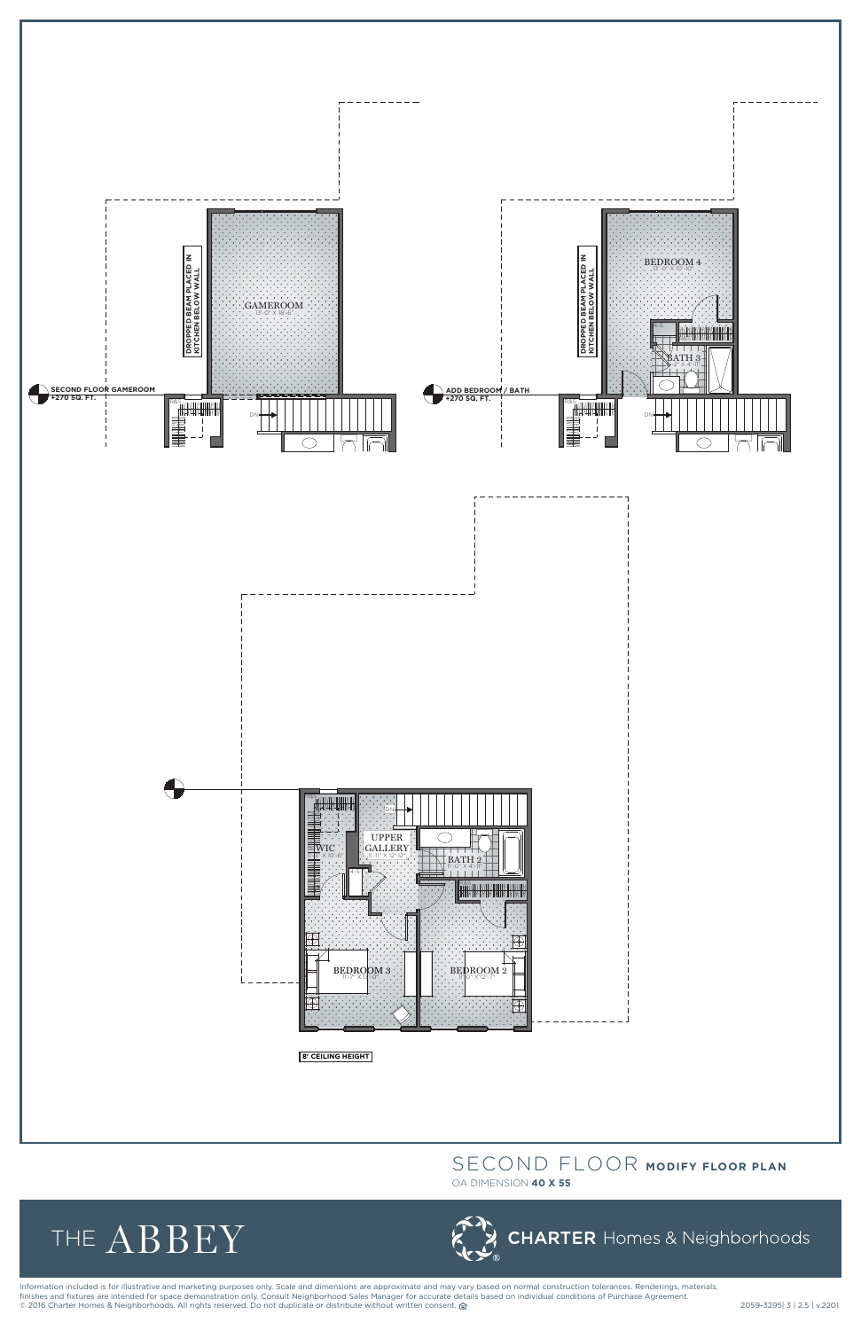DROPPED BEAM PLACED IN KITCHEN BELOW WALL

GAMEROOM
13'-0" X 18'-6"

**SECOND FLOOR GAMEROOM**
**+270 SQ. FT.**

DN

DROPPED BEAM PLACED IN KITCHEN BELOW WALL

BEDROOM 4
13'-0" X 10'-10"

BATH 3
5'-2" X 4'-11"

**ADD BEDROOM / BATH**
**+270 SQ. FT.**

DN

WIC
X 10'-6"

UPPER GALLERY
5'-11" X 12'-12"

DN

BATH 2
11'-0" X 4'-11"

BEDROOM 3
11'-7" X 13'-0"

BEDROOM 2
11'-0" X 12'-7"

**8' CEILING HEIGHT**

# SECOND FLOOR **MODIFY FLOOR PLAN**

OA DIMENSION **40 X 55**

THE ABBEY

**CHARTER** Homes & Neighborhoods

Information included is for illustrative and marketing purposes only. Scale and dimensions are approximate and may vary based on normal construction tolerances. Renderings, materials, finishes and fixtures are intended for space demonstration only. Consult Neighborhood Sales Manager for accurate details based on individual conditions of Purchase Agreement.
© 2016 Charter Homes & Neighborhoods. All rights reserved. Do not duplicate or distribute without written consent.

2059-3295| 3 | 2.5 | v.2201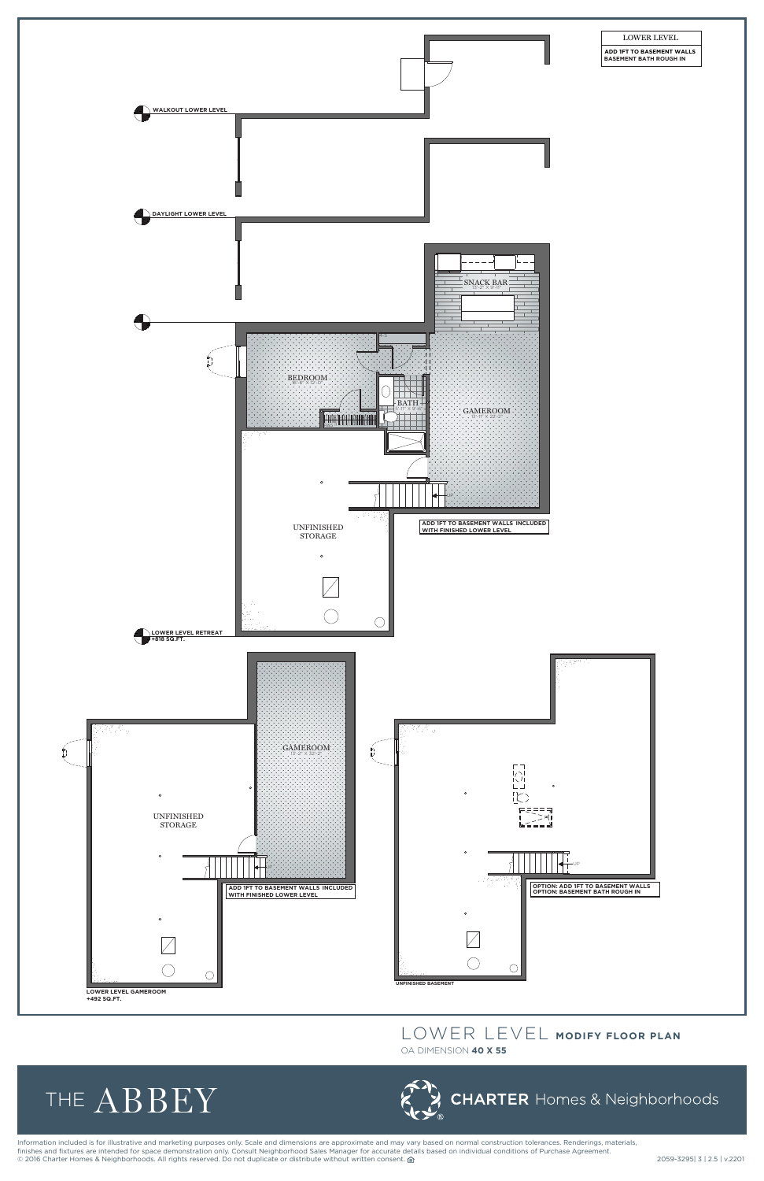LOWER LEVEL

ADD 1FT TO BASEMENT WALLS
BASEMENT BATH ROUGH IN

WALKOUT LOWER LEVEL

DAYLIGHT LOWER LEVEL

SNACK BAR
13'-2" X 9'-11"

BEDROOM
15'-6" X 12'-0"

BATH
5'-11" X 9'-6"

GAMEROOM
13'-11" X 22'-2"

ADD 1FT TO BASEMENT WALLS INCLUDED WITH FINISHED LOWER LEVEL

UNFINISHED STORAGE

LOWER LEVEL RETREAT
+818 SQ.FT.

GAMEROOM
13'-2" X 32'-2"

UNFINISHED STORAGE

ADD 1FT TO BASEMENT WALLS INCLUDED WITH FINISHED LOWER LEVEL

LOWER LEVEL GAMEROOM
+492 SQ.FT.

UP

OPTION: ADD 1FT TO BASEMENT WALLS
OPTION: BASEMENT BATH ROUGH IN

UNFINISHED BASEMENT

# LOWER LEVEL **MODIFY FLOOR PLAN**

OA DIMENSION **40 X 55**

THE ABBEY

**CHARTER** Homes & Neighborhoods

Information included is for illustrative and marketing purposes only. Scale and dimensions are approximate and may vary based on normal construction tolerances. Renderings, materials, finishes and fixtures are intended for space demonstration only. Consult Neighborhood Sales Manager for accurate details based on individual conditions of Purchase Agreement.
© 2016 Charter Homes & Neighborhoods. All rights reserved. Do not duplicate or distribute without written consent.

2059-3295| 3 | 2.5 | v.2201